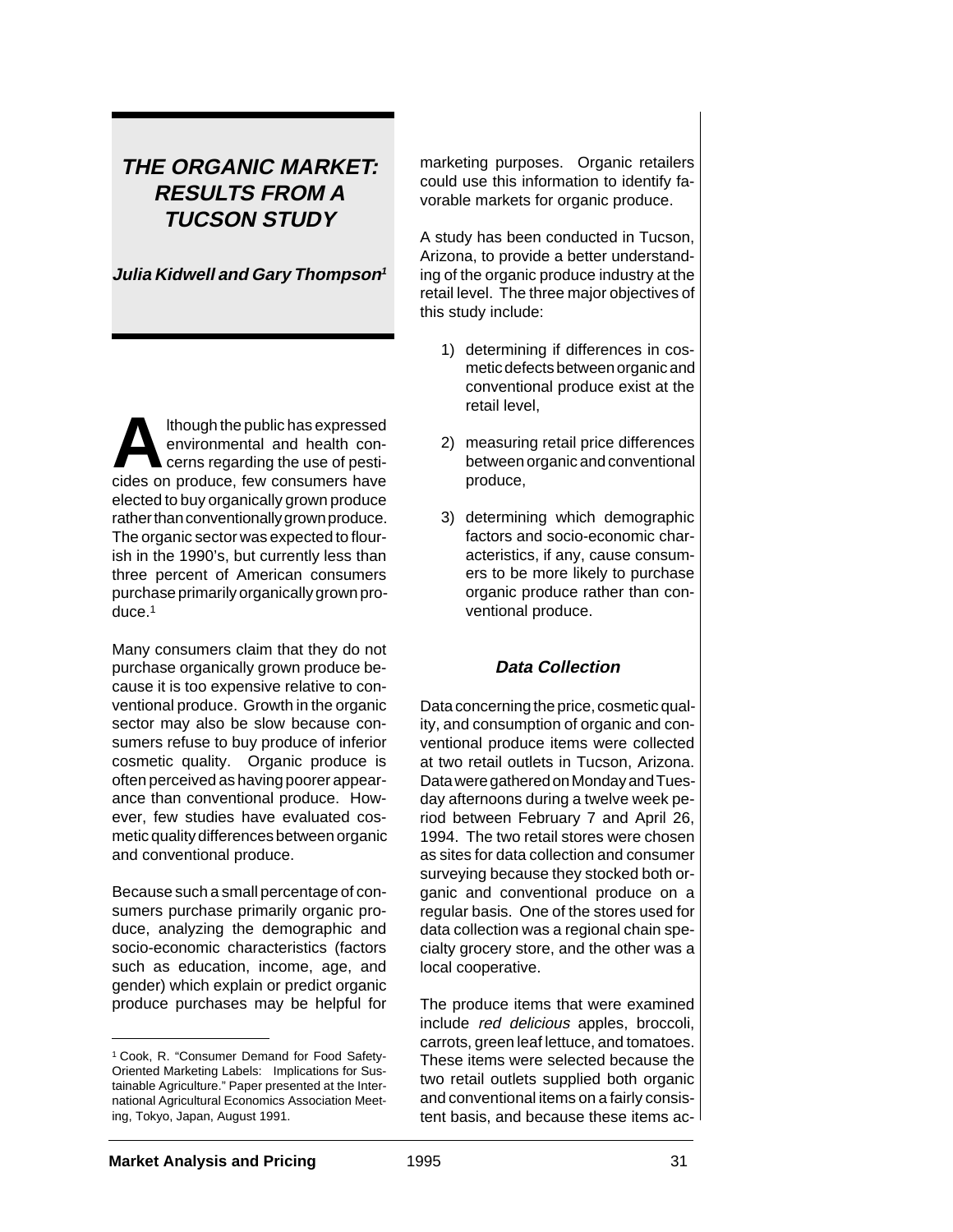# THE ORGANIC MARKET: RESULTS FROM A TUCSON STUDY

**Julia Kidwell and Gary Thompson[1]**

Although the public has expressed environmental and health concerns regarding the use of pesticides on produce, few consumers have elected to buy organically grown produce rather than conventionally grown produce. The organic sector was expected to flourish in the 1990's, but currently less than three percent of American consumers purchase primarily organically grown produce.[1]

Many consumers claim that they do not purchase organically grown produce because it is too expensive relative to conventional produce. Growth in the organic sector may also be slow because consumers refuse to buy produce of inferior cosmetic quality. Organic produce is often perceived as having poorer appearance than conventional produce. However, few studies have evaluated cosmetic quality differences between organic and conventional produce.

Because such a small percentage of consumers purchase primarily organic produce, analyzing the demographic and socio-economic characteristics (factors such as education, income, age, and gender) which explain or predict organic produce purchases may be helpful for marketing purposes. Organic retailers could use this information to identify favorable markets for organic produce.

A study has been conducted in Tucson, Arizona, to provide a better understanding of the organic produce industry at the retail level. The three major objectives of this study include:

1) determining if differences in cosmetic defects between organic and conventional produce exist at the retail level,

2) measuring retail price differences between organic and conventional produce,

3) determining which demographic factors and socio-economic characteristics, if any, cause consumers to be more likely to purchase organic produce rather than conventional produce.

## Data Collection

Data concerning the price, cosmetic quality, and consumption of organic and conventional produce items were collected at two retail outlets in Tucson, Arizona. Data were gathered on Monday and Tuesday afternoons during a twelve week period between February 7 and April 26, 1994. The two retail stores were chosen as sites for data collection and consumer surveying because they stocked both organic and conventional produce on a regular basis. One of the stores used for data collection was a regional chain specialty grocery store, and the other was a local cooperative.

The produce items that were examined include *red delicious* apples, broccoli, carrots, green leaf lettuce, and tomatoes. These items were selected because the two retail outlets supplied both organic and conventional items on a fairly consistent basis, and because these items ac-

[1] Cook, R. "Consumer Demand for Food Safety-Oriented Marketing Labels: Implications for Sustainable Agriculture." Paper presented at the International Agricultural Economics Association Meeting, Tokyo, Japan, August 1991.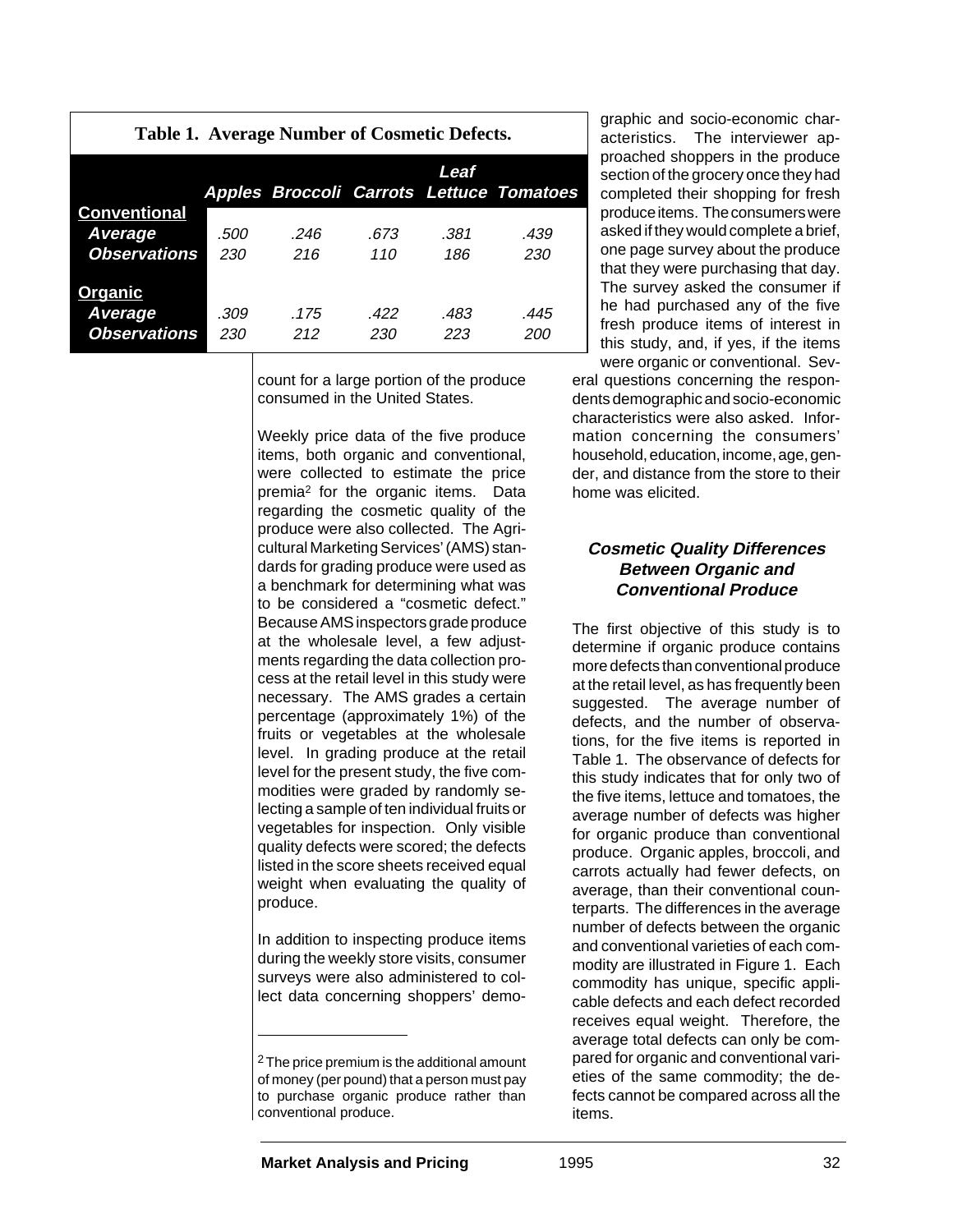**Table 1. Average Number of Cosmetic Defects.**

| | Apples | Broccoli | Carrots | Leaf Lettuce | Tomatoes |
|---|---|---|---|---|---|
| **Conventional** | | | | | |
| *Average* | .500 | .246 | .673 | .381 | .439 |
| *Observations* | 230 | 216 | 110 | 186 | 230 |
| **Organic** | | | | | |
| *Average* | .309 | .175 | .422 | .483 | .445 |
| *Observations* | 230 | 212 | 230 | 223 | 200 |

count for a large portion of the produce consumed in the United States.

Weekly price data of the five produce items, both organic and conventional, were collected to estimate the price premia[2] for the organic items. Data regarding the cosmetic quality of the produce were also collected. The Agricultural Marketing Services' (AMS) standards for grading produce were used as a benchmark for determining what was to be considered a "cosmetic defect." Because AMS inspectors grade produce at the wholesale level, a few adjustments regarding the data collection process at the retail level in this study were necessary. The AMS grades a certain percentage (approximately 1%) of the fruits or vegetables at the wholesale level. In grading produce at the retail level for the present study, the five commodities were graded by randomly selecting a sample of ten individual fruits or vegetables for inspection. Only visible quality defects were scored; the defects listed in the score sheets received equal weight when evaluating the quality of produce.

In addition to inspecting produce items during the weekly store visits, consumer surveys were also administered to collect data concerning shoppers' demographic and socio-economic characteristics. The interviewer approached shoppers in the produce section of the grocery once they had completed their shopping for fresh produce items. The consumers were asked if they would complete a brief, one page survey about the produce that they were purchasing that day. The survey asked the consumer if he had purchased any of the five fresh produce items of interest in this study, and, if yes, if the items were organic or conventional. Several questions concerning the respondents demographic and socio-economic characteristics were also asked. Information concerning the consumers' household, education, income, age, gender, and distance from the store to their home was elicited.

### *Cosmetic Quality Differences Between Organic and Conventional Produce*

The first objective of this study is to determine if organic produce contains more defects than conventional produce at the retail level, as has frequently been suggested. The average number of defects, and the number of observations, for the five items is reported in Table 1. The observance of defects for this study indicates that for only two of the five items, lettuce and tomatoes, the average number of defects was higher for organic produce than conventional produce. Organic apples, broccoli, and carrots actually had fewer defects, on average, than their conventional counterparts. The differences in the average number of defects between the organic and conventional varieties of each commodity are illustrated in Figure 1. Each commodity has unique, specific applicable defects and each defect recorded receives equal weight. Therefore, the average total defects can only be compared for organic and conventional varieties of the same commodity; the defects cannot be compared across all the items.

---

[2] The price premium is the additional amount of money (per pound) that a person must pay to purchase organic produce rather than conventional produce.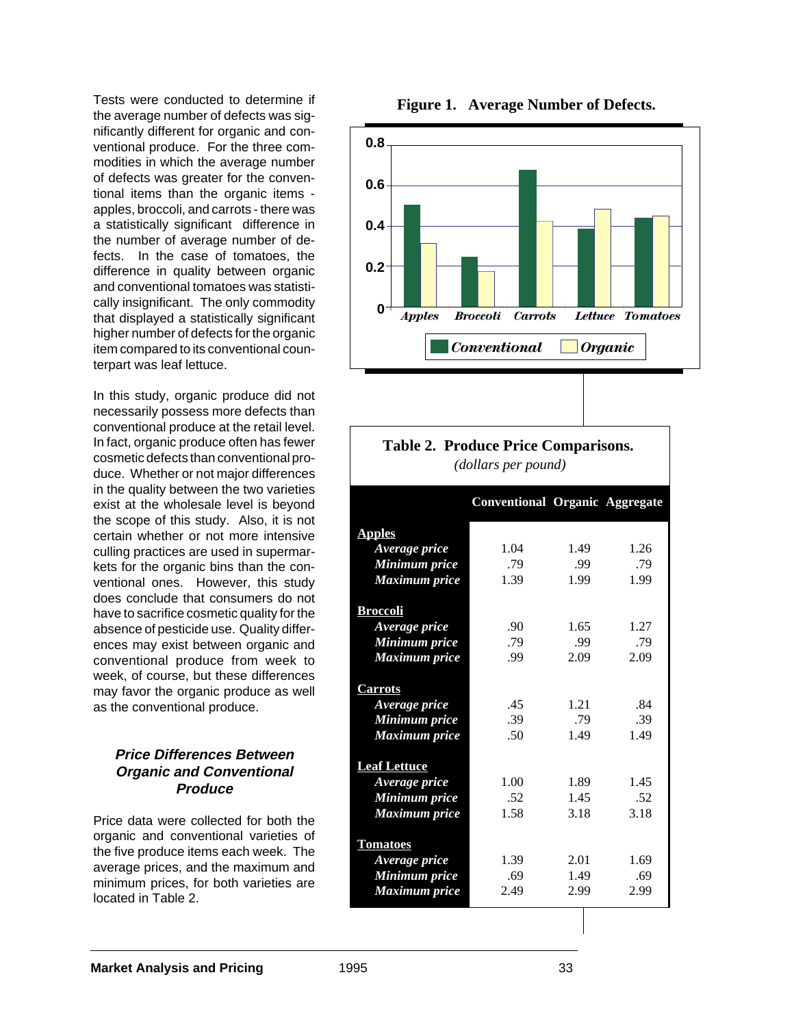Tests were conducted to determine if the average number of defects was significantly different for organic and conventional produce. For the three commodities in which the average number of defects was greater for the conventional items than the organic items - apples, broccoli, and carrots - there was a statistically significant difference in the number of average number of defects. In the case of tomatoes, the difference in quality between organic and conventional tomatoes was statistically insignificant. The only commodity that displayed a statistically significant higher number of defects for the organic item compared to its conventional counterpart was leaf lettuce.

In this study, organic produce did not necessarily possess more defects than conventional produce at the retail level. In fact, organic produce often has fewer cosmetic defects than conventional produce. Whether or not major differences in the quality between the two varieties exist at the wholesale level is beyond the scope of this study. Also, it is not certain whether or not more intensive culling practices are used in supermarkets for the organic bins than the conventional ones. However, this study does conclude that consumers do not have to sacrifice cosmetic quality for the absence of pesticide use. Quality differences may exist between organic and conventional produce from week to week, of course, but these differences may favor the organic produce as well as the conventional produce.

### *Price Differences Between Organic and Conventional Produce*

Price data were collected for both the organic and conventional varieties of the five produce items each week. The average prices, and the maximum and minimum prices, for both varieties are located in Table 2.

**Figure 1. Average Number of Defects.**

**Table 2. Produce Price Comparisons.**
*(dollars per pound)*

| | Conventional | Organic | Aggregate |
|---|---|---|---|
| **Apples** | | | |
| *Average price* | 1.04 | 1.49 | 1.26 |
| *Minimum price* | .79 | .99 | .79 |
| *Maximum price* | 1.39 | 1.99 | 1.99 |
| **Broccoli** | | | |
| *Average price* | .90 | 1.65 | 1.27 |
| *Minimum price* | .79 | .99 | .79 |
| *Maximum price* | .99 | 2.09 | 2.09 |
| **Carrots** | | | |
| *Average price* | .45 | 1.21 | .84 |
| *Minimum price* | .39 | .79 | .39 |
| *Maximum price* | .50 | 1.49 | 1.49 |
| **Leaf Lettuce** | | | |
| *Average price* | 1.00 | 1.89 | 1.45 |
| *Minimum price* | .52 | 1.45 | .52 |
| *Maximum price* | 1.58 | 3.18 | 3.18 |
| **Tomatoes** | | | |
| *Average price* | 1.39 | 2.01 | 1.69 |
| *Minimum price* | .69 | 1.49 | .69 |
| *Maximum price* | 2.49 | 2.99 | 2.99 |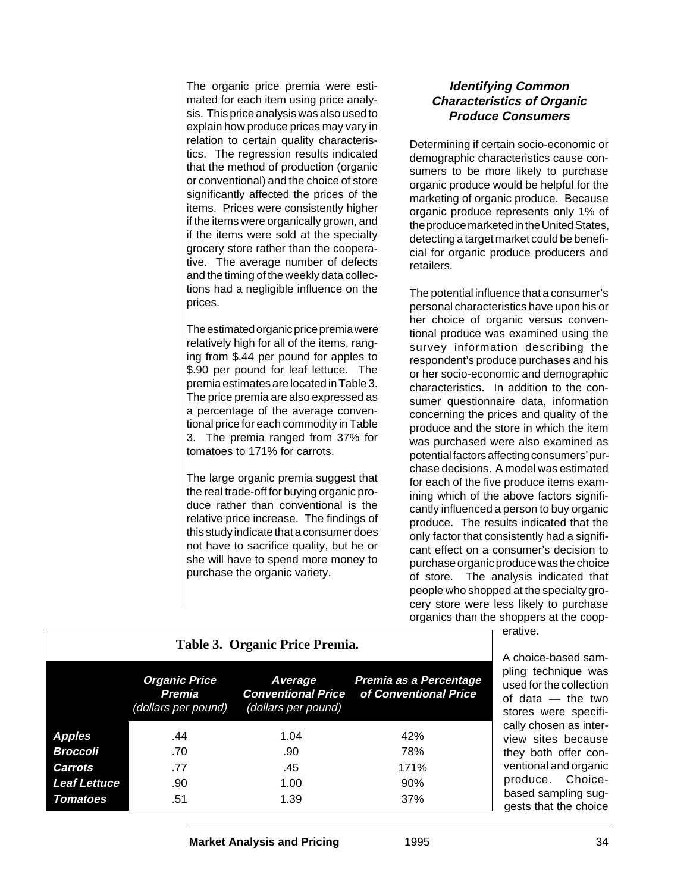The organic price premia were estimated for each item using price analysis. This price analysis was also used to explain how produce prices may vary in relation to certain quality characteristics. The regression results indicated that the method of production (organic or conventional) and the choice of store significantly affected the prices of the items. Prices were consistently higher if the items were organically grown, and if the items were sold at the specialty grocery store rather than the cooperative. The average number of defects and the timing of the weekly data collections had a negligible influence on the prices.

The estimated organic price premia were relatively high for all of the items, ranging from \$.44 per pound for apples to \$.90 per pound for leaf lettuce. The premia estimates are located in Table 3. The price premia are also expressed as a percentage of the average conventional price for each commodity in Table 3. The premia ranged from 37% for tomatoes to 171% for carrots.

The large organic premia suggest that the real trade-off for buying organic produce rather than conventional is the relative price increase. The findings of this study indicate that a consumer does not have to sacrifice quality, but he or she will have to spend more money to purchase the organic variety.

**Table 3. Organic Price Premia.**

| | *Organic Price Premia* (dollars per pound) | *Average Conventional Price* (dollars per pound) | *Premia as a Percentage of Conventional Price* |
|---|---|---|---|
| ***Apples*** | .44 | 1.04 | 42% |
| ***Broccoli*** | .70 | .90 | 78% |
| ***Carrots*** | .77 | .45 | 171% |
| ***Leaf Lettuce*** | .90 | 1.00 | 90% |
| ***Tomatoes*** | .51 | 1.39 | 37% |

### *Identifying Common Characteristics of Organic Produce Consumers*

Determining if certain socio-economic or demographic characteristics cause consumers to be more likely to purchase organic produce would be helpful for the marketing of organic produce. Because organic produce represents only 1% of the produce marketed in the United States, detecting a target market could be beneficial for organic produce producers and retailers.

The potential influence that a consumer's personal characteristics have upon his or her choice of organic versus conventional produce was examined using the survey information describing the respondent's produce purchases and his or her socio-economic and demographic characteristics. In addition to the consumer questionnaire data, information concerning the prices and quality of the produce and the store in which the item was purchased were also examined as potential factors affecting consumers' purchase decisions. A model was estimated for each of the five produce items examining which of the above factors significantly influenced a person to buy organic produce. The results indicated that the only factor that consistently had a significant effect on a consumer's decision to purchase organic produce was the choice of store. The analysis indicated that people who shopped at the specialty grocery store were less likely to purchase organics than the shoppers at the cooperative.

A choice-based sampling technique was used for the collection of data — the two stores were specifically chosen as interview sites because they both offer conventional and organic produce. Choice-based sampling suggests that the choice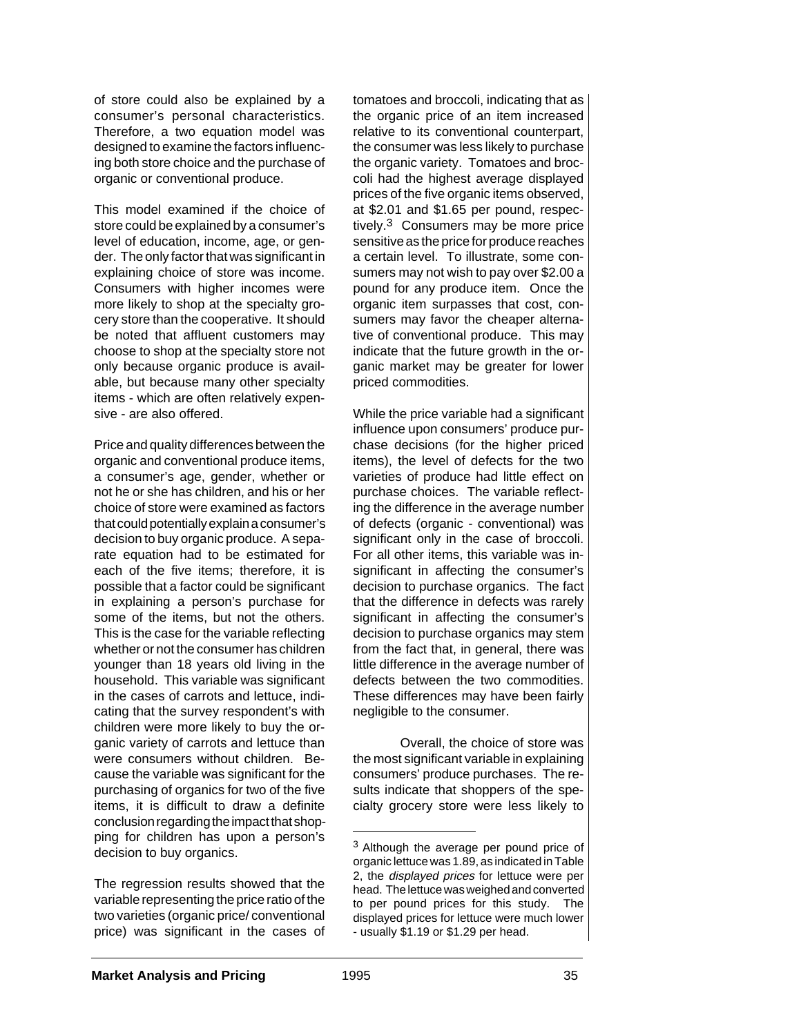of store could also be explained by a consumer's personal characteristics. Therefore, a two equation model was designed to examine the factors influencing both store choice and the purchase of organic or conventional produce.

This model examined if the choice of store could be explained by a consumer's level of education, income, age, or gender. The only factor that was significant in explaining choice of store was income. Consumers with higher incomes were more likely to shop at the specialty grocery store than the cooperative. It should be noted that affluent customers may choose to shop at the specialty store not only because organic produce is available, but because many other specialty items - which are often relatively expensive - are also offered.

Price and quality differences between the organic and conventional produce items, a consumer's age, gender, whether or not he or she has children, and his or her choice of store were examined as factors that could potentially explain a consumer's decision to buy organic produce. A separate equation had to be estimated for each of the five items; therefore, it is possible that a factor could be significant in explaining a person's purchase for some of the items, but not the others. This is the case for the variable reflecting whether or not the consumer has children younger than 18 years old living in the household. This variable was significant in the cases of carrots and lettuce, indicating that the survey respondent's with children were more likely to buy the organic variety of carrots and lettuce than were consumers without children. Because the variable was significant for the purchasing of organics for two of the five items, it is difficult to draw a definite conclusion regarding the impact that shopping for children has upon a person's decision to buy organics.

The regression results showed that the variable representing the price ratio of the two varieties (organic price/ conventional price) was significant in the cases of tomatoes and broccoli, indicating that as the organic price of an item increased relative to its conventional counterpart, the consumer was less likely to purchase the organic variety. Tomatoes and broccoli had the highest average displayed prices of the five organic items observed, at $2.01 and $1.65 per pound, respectively.[3] Consumers may be more price sensitive as the price for produce reaches a certain level. To illustrate, some consumers may not wish to pay over $2.00 a pound for any produce item. Once the organic item surpasses that cost, consumers may favor the cheaper alternative of conventional produce. This may indicate that the future growth in the organic market may be greater for lower priced commodities.

While the price variable had a significant influence upon consumers' produce purchase decisions (for the higher priced items), the level of defects for the two varieties of produce had little effect on purchase choices. The variable reflecting the difference in the average number of defects (organic - conventional) was significant only in the case of broccoli. For all other items, this variable was insignificant in affecting the consumer's decision to purchase organics. The fact that the difference in defects was rarely significant in affecting the consumer's decision to purchase organics may stem from the fact that, in general, there was little difference in the average number of defects between the two commodities. These differences may have been fairly negligible to the consumer.

Overall, the choice of store was the most significant variable in explaining consumers' produce purchases. The results indicate that shoppers of the specialty grocery store were less likely to

[3] Although the average per pound price of organic lettuce was 1.89, as indicated in Table 2, the *displayed prices* for lettuce were per head. The lettuce was weighed and converted to per pound prices for this study. The displayed prices for lettuce were much lower - usually $1.19 or $1.29 per head.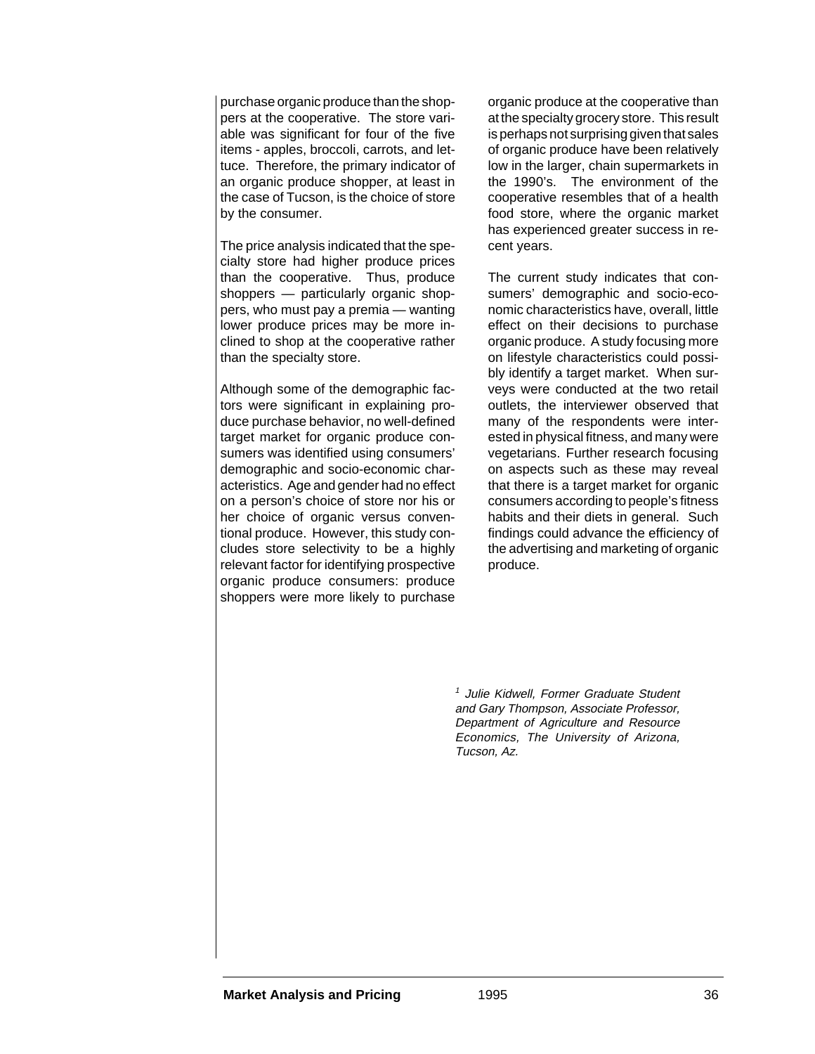purchase organic produce than the shoppers at the cooperative. The store variable was significant for four of the five items - apples, broccoli, carrots, and lettuce. Therefore, the primary indicator of an organic produce shopper, at least in the case of Tucson, is the choice of store by the consumer.

The price analysis indicated that the specialty store had higher produce prices than the cooperative. Thus, produce shoppers — particularly organic shoppers, who must pay a premia — wanting lower produce prices may be more inclined to shop at the cooperative rather than the specialty store.

Although some of the demographic factors were significant in explaining produce purchase behavior, no well-defined target market for organic produce consumers was identified using consumers' demographic and socio-economic characteristics. Age and gender had no effect on a person's choice of store nor his or her choice of organic versus conventional produce. However, this study concludes store selectivity to be a highly relevant factor for identifying prospective organic produce consumers: produce shoppers were more likely to purchase organic produce at the cooperative than at the specialty grocery store. This result is perhaps not surprising given that sales of organic produce have been relatively low in the larger, chain supermarkets in the 1990's. The environment of the cooperative resembles that of a health food store, where the organic market has experienced greater success in recent years.

The current study indicates that consumers' demographic and socio-economic characteristics have, overall, little effect on their decisions to purchase organic produce. A study focusing more on lifestyle characteristics could possibly identify a target market. When surveys were conducted at the two retail outlets, the interviewer observed that many of the respondents were interested in physical fitness, and many were vegetarians. Further research focusing on aspects such as these may reveal that there is a target market for organic consumers according to people's fitness habits and their diets in general. Such findings could advance the efficiency of the advertising and marketing of organic produce.

[1] *Julie Kidwell, Former Graduate Student and Gary Thompson, Associate Professor, Department of Agriculture and Resource Economics, The University of Arizona, Tucson, Az.*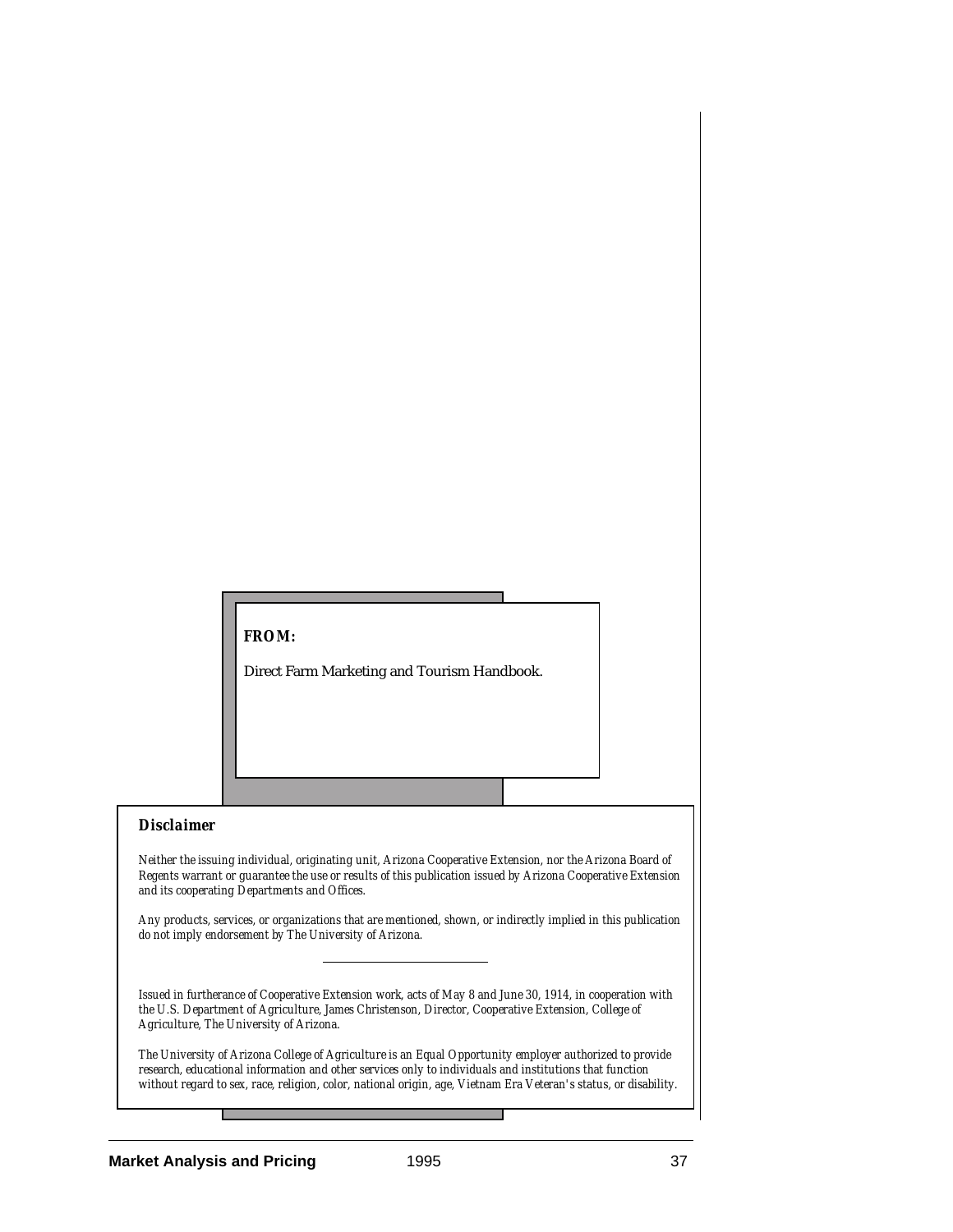***FROM:***

Direct Farm Marketing and Tourism Handbook.

### *Disclaimer*

*Neither the issuing individual, originating unit, Arizona Cooperative Extension, nor the Arizona Board of Regents warrant or guarantee the use or results of this publication issued by Arizona Cooperative Extension and its cooperating Departments and Offices.*

*Any products, services, or organizations that are mentioned, shown, or indirectly implied in this publication do not imply endorsement by The University of Arizona.*

---

*Issued in furtherance of Cooperative Extension work, acts of May 8 and June 30, 1914, in cooperation with the U.S. Department of Agriculture, James Christenson, Director, Cooperative Extension, College of Agriculture, The University of Arizona.*

*The University of Arizona College of Agriculture is an Equal Opportunity employer authorized to provide research, educational information and other services only to individuals and institutions that function without regard to sex, race, religion, color, national origin, age, Vietnam Era Veteran's status, or disability.*